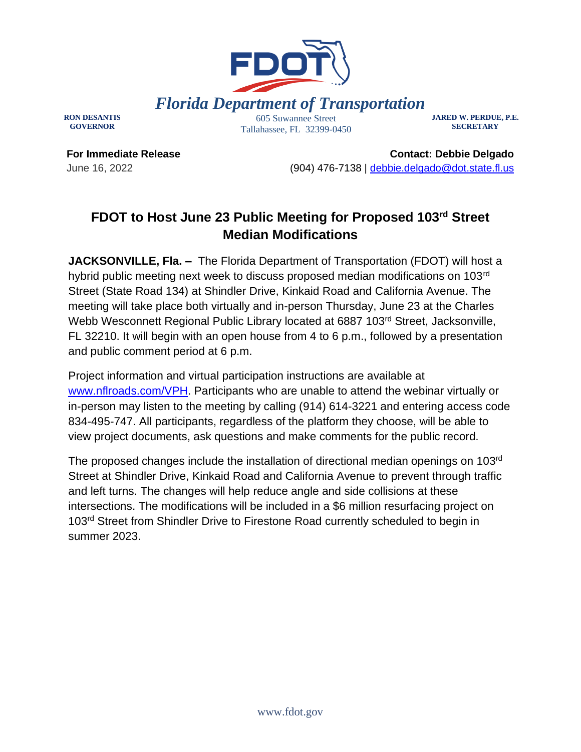*Florida Department of Transportation*

RON DESANTIS
GOVERNOR

605 Suwannee Street
Tallahassee, FL 32399-0450

JARED W. PERDUE, P.E.
SECRETARY

**For Immediate Release**
June 16, 2022

**Contact: Debbie Delgado**
(904) 476-7138 | debbie.delgado@dot.state.fl.us

## FDOT to Host June 23 Public Meeting for Proposed 103rd Street Median Modifications

**JACKSONVILLE, Fla. –** The Florida Department of Transportation (FDOT) will host a hybrid public meeting next week to discuss proposed median modifications on 103rd Street (State Road 134) at Shindler Drive, Kinkaid Road and California Avenue. The meeting will take place both virtually and in-person Thursday, June 23 at the Charles Webb Wesconnett Regional Public Library located at 6887 103rd Street, Jacksonville, FL 32210. It will begin with an open house from 4 to 6 p.m., followed by a presentation and public comment period at 6 p.m.

Project information and virtual participation instructions are available at www.nflroads.com/VPH. Participants who are unable to attend the webinar virtually or in-person may listen to the meeting by calling (914) 614-3221 and entering access code 834-495-747. All participants, regardless of the platform they choose, will be able to view project documents, ask questions and make comments for the public record.

The proposed changes include the installation of directional median openings on 103rd Street at Shindler Drive, Kinkaid Road and California Avenue to prevent through traffic and left turns. The changes will help reduce angle and side collisions at these intersections. The modifications will be included in a $6 million resurfacing project on 103rd Street from Shindler Drive to Firestone Road currently scheduled to begin in summer 2023.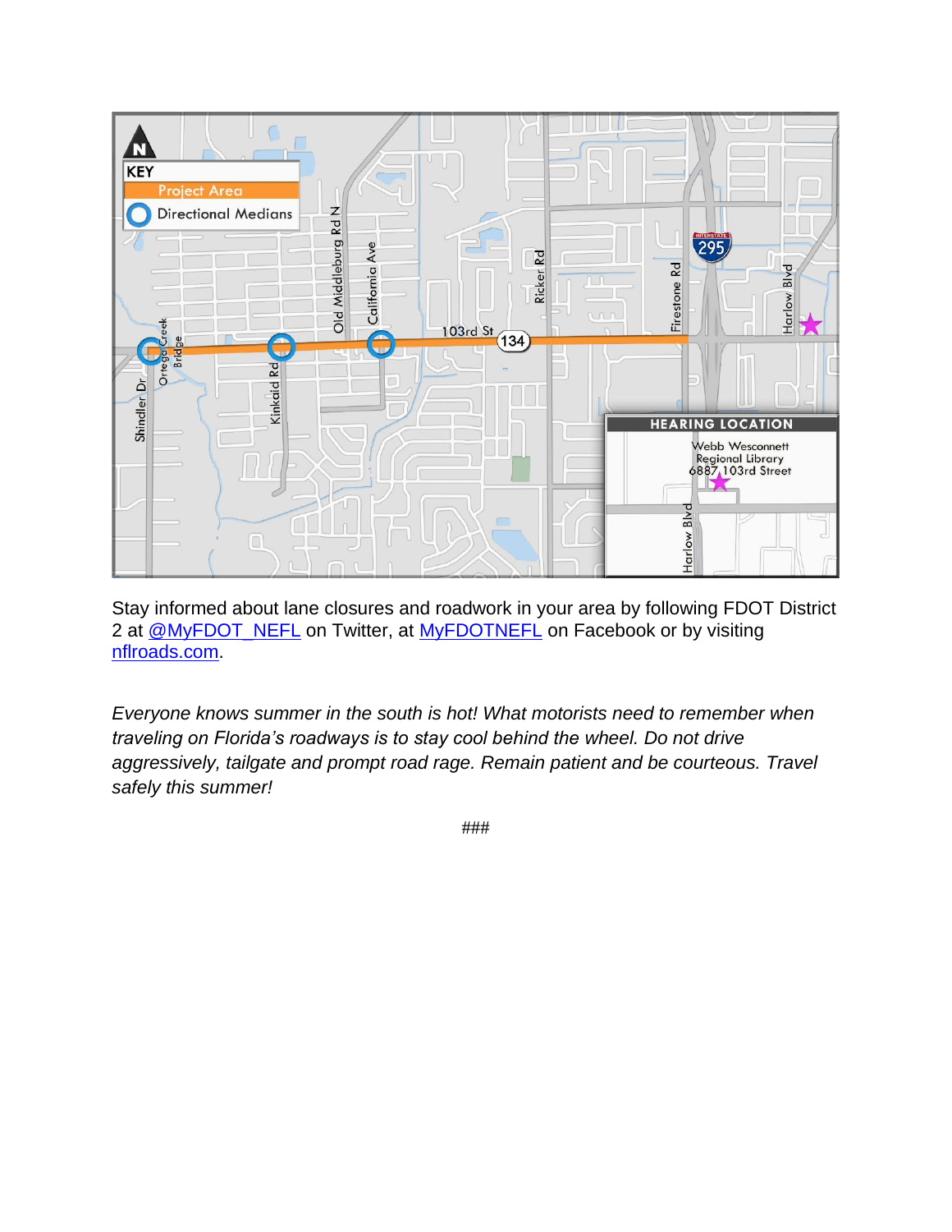KEY

Project Area

Directional Medians

103rd St

134

295

Old Middleburg Rd N

California Ave

Ricker Rd

Firestone Rd

Harlow Blvd

Shindler Dr

Ortega Creek Bridge

Kinkaid Rd

HEARING LOCATION

Webb Wesconnett Regional Library
6887 103rd Street

Harlow Blvd

Stay informed about lane closures and roadwork in your area by following FDOT District 2 at @MyFDOT_NEFL on Twitter, at MyFDOTNEFL on Facebook or by visiting nflroads.com.

*Everyone knows summer in the south is hot! What motorists need to remember when traveling on Florida's roadways is to stay cool behind the wheel. Do not drive aggressively, tailgate and prompt road rage. Remain patient and be courteous. Travel safely this summer!*

###